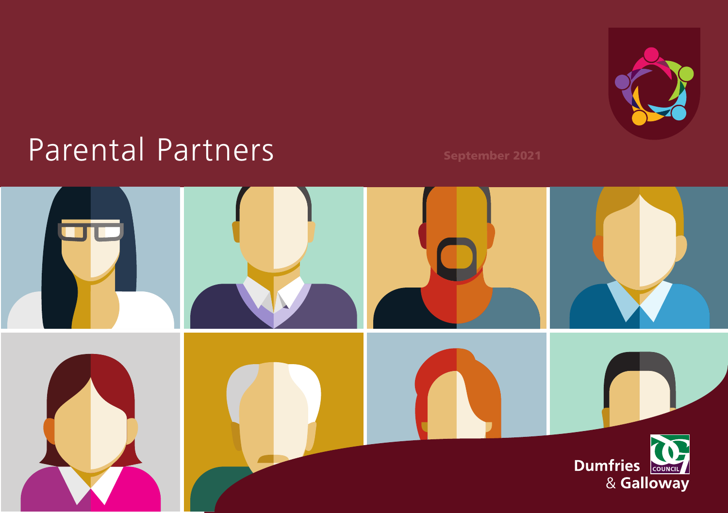# Parental Partners

September 2021

Dumfries & Galloway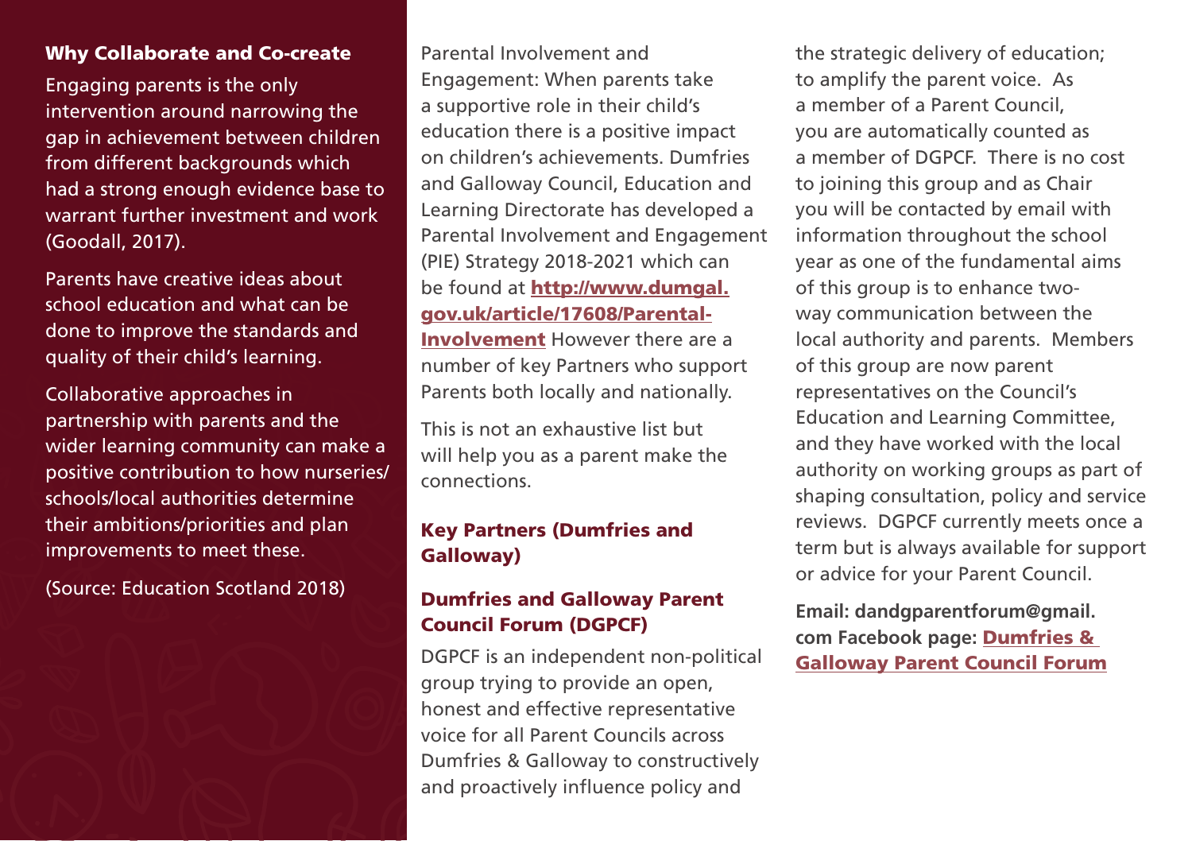### Why Collaborate and Co-create

Engaging parents is the only intervention around narrowing the gap in achievement between children from different backgrounds which had a strong enough evidence base to warrant further investment and work (Goodall, 2017).

Parents have creative ideas about school education and what can be done to improve the standards and quality of their child's learning.

Collaborative approaches in partnership with parents and the wider learning community can make a positive contribution to how nurseries/schools/local authorities determine their ambitions/priorities and plan improvements to meet these.

(Source: Education Scotland 2018)

Parental Involvement and Engagement: When parents take a supportive role in their child's education there is a positive impact on children's achievements. Dumfries and Galloway Council, Education and Learning Directorate has developed a Parental Involvement and Engagement (PIE) Strategy 2018-2021 which can be found at **http://www.dumgal.gov.uk/article/17608/Parental-Involvement** However there are a number of key Partners who support Parents both locally and nationally.

This is not an exhaustive list but will help you as a parent make the connections.

## Key Partners (Dumfries and Galloway)

### Dumfries and Galloway Parent Council Forum (DGPCF)

DGPCF is an independent non-political group trying to provide an open, honest and effective representative voice for all Parent Councils across Dumfries & Galloway to constructively and proactively influence policy and the strategic delivery of education; to amplify the parent voice. As a member of a Parent Council, you are automatically counted as a member of DGPCF. There is no cost to joining this group and as Chair you will be contacted by email with information throughout the school year as one of the fundamental aims of this group is to enhance two-way communication between the local authority and parents. Members of this group are now parent representatives on the Council's Education and Learning Committee, and they have worked with the local authority on working groups as part of shaping consultation, policy and service reviews. DGPCF currently meets once a term but is always available for support or advice for your Parent Council.

**Email: dandgparentforum@gmail.com Facebook page: Dumfries & Galloway Parent Council Forum**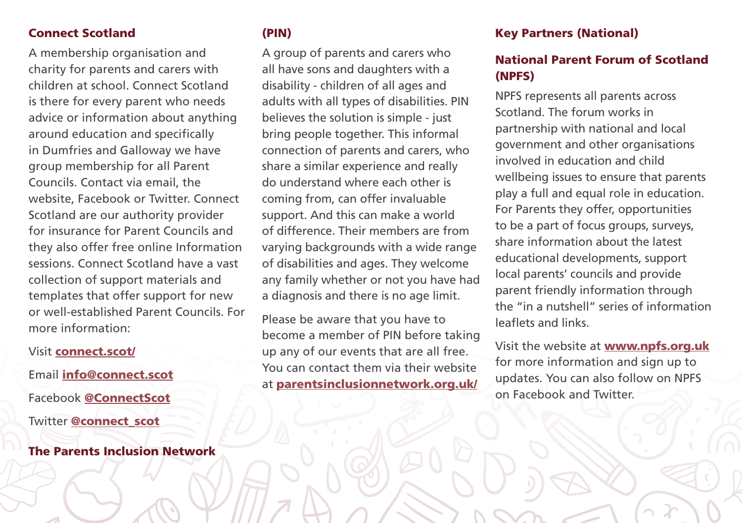### Connect Scotland

A membership organisation and charity for parents and carers with children at school. Connect Scotland is there for every parent who needs advice or information about anything around education and specifically in Dumfries and Galloway we have group membership for all Parent Councils. Contact via email, the website, Facebook or Twitter. Connect Scotland are our authority provider for insurance for Parent Councils and they also offer free online Information sessions. Connect Scotland have a vast collection of support materials and templates that offer support for new or well-established Parent Councils. For more information:

Visit **connect.scot/**

Email **info@connect.scot**

Facebook **@ConnectScot**

Twitter **@connect_scot**

### The Parents Inclusion Network (PIN)

A group of parents and carers who all have sons and daughters with a disability - children of all ages and adults with all types of disabilities. PIN believes the solution is simple - just bring people together. This informal connection of parents and carers, who share a similar experience and really do understand where each other is coming from, can offer invaluable support. And this can make a world of difference. Their members are from varying backgrounds with a wide range of disabilities and ages. They welcome any family whether or not you have had a diagnosis and there is no age limit.

Please be aware that you have to become a member of PIN before taking up any of our events that are all free. You can contact them via their website at **parentsinclusionnetwork.org.uk/**

## Key Partners (National)

### National Parent Forum of Scotland (NPFS)

NPFS represents all parents across Scotland. The forum works in partnership with national and local government and other organisations involved in education and child wellbeing issues to ensure that parents play a full and equal role in education. For Parents they offer, opportunities to be a part of focus groups, surveys, share information about the latest educational developments, support local parents' councils and provide parent friendly information through the "in a nutshell" series of information leaflets and links.

Visit the website at **www.npfs.org.uk** for more information and sign up to updates. You can also follow on NPFS on Facebook and Twitter.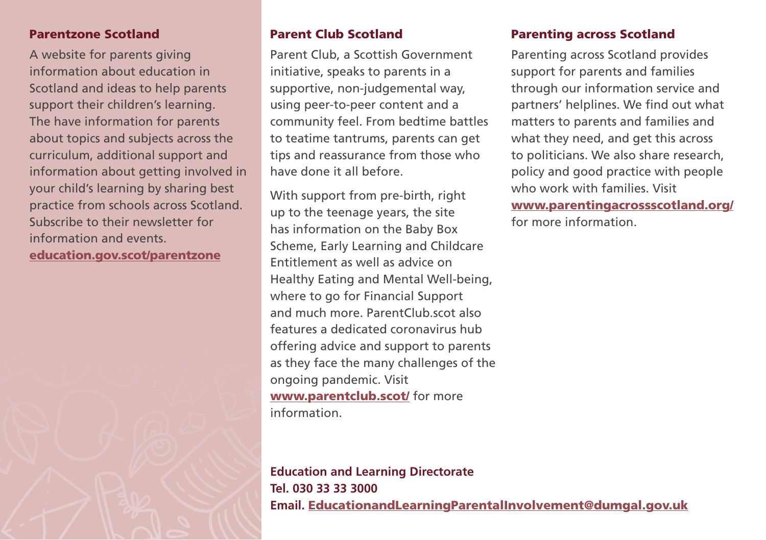## Parentzone Scotland

A website for parents giving information about education in Scotland and ideas to help parents support their children's learning. The have information for parents about topics and subjects across the curriculum, additional support and information about getting involved in your child's learning by sharing best practice from schools across Scotland. Subscribe to their newsletter for information and events.
**education.gov.scot/parentzone**

## Parent Club Scotland

Parent Club, a Scottish Government initiative, speaks to parents in a supportive, non-judgemental way, using peer-to-peer content and a community feel. From bedtime battles to teatime tantrums, parents can get tips and reassurance from those who have done it all before.

With support from pre-birth, right up to the teenage years, the site has information on the Baby Box Scheme, Early Learning and Childcare Entitlement as well as advice on Healthy Eating and Mental Well-being, where to go for Financial Support and much more. ParentClub.scot also features a dedicated coronavirus hub offering advice and support to parents as they face the many challenges of the ongoing pandemic. Visit **www.parentclub.scot/** for more information.

## Parenting across Scotland

Parenting across Scotland provides support for parents and families through our information service and partners' helplines. We find out what matters to parents and families and what they need, and get this across to politicians. We also share research, policy and good practice with people who work with families. Visit **www.parentingacrossscotland.org/** for more information.

**Education and Learning Directorate**
**Tel. 030 33 33 3000**
**Email. EducationandLearningParentalInvolvement@dumgal.gov.uk**